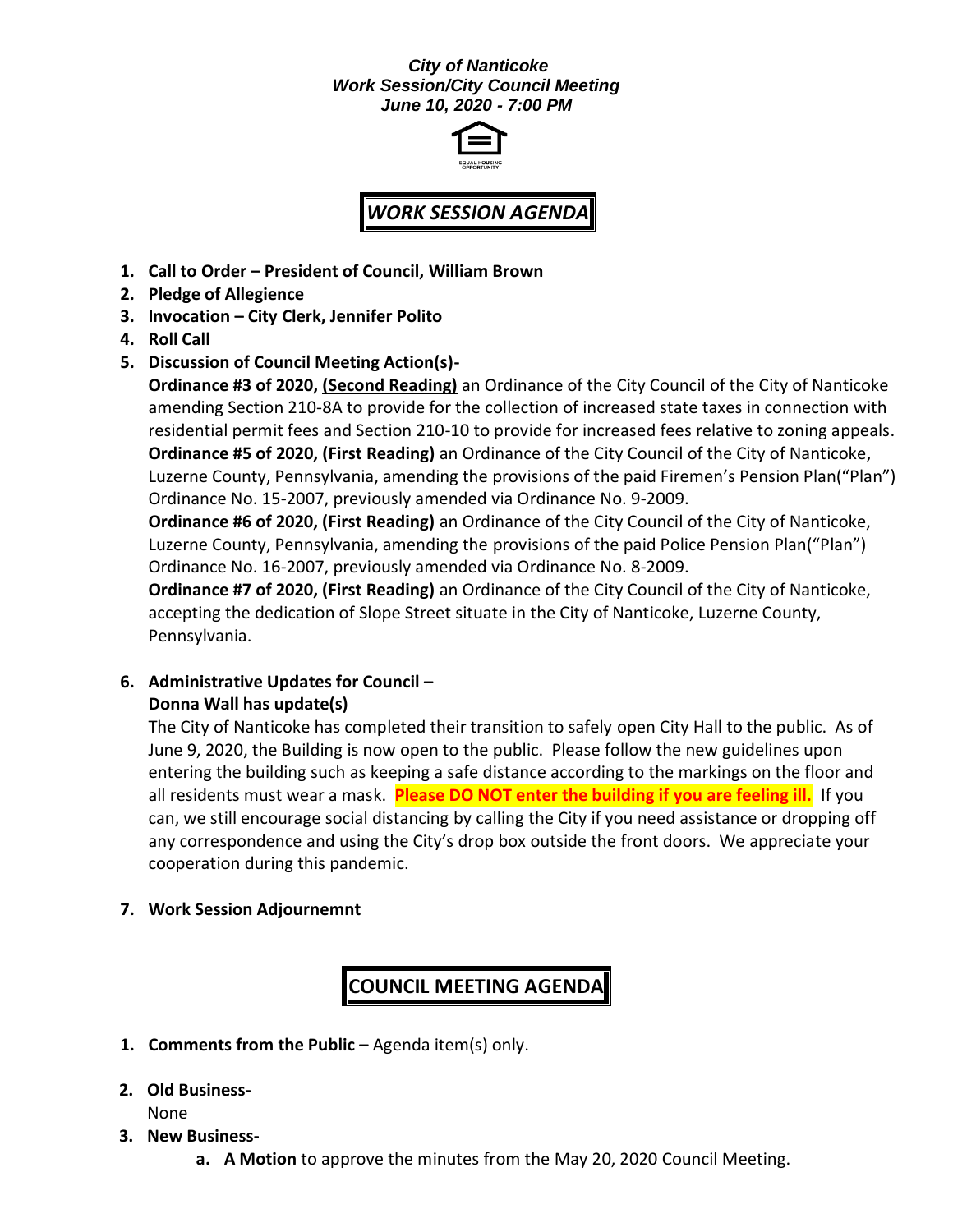***City of Nanticoke***
***Work Session/City Council Meeting***
***June 10, 2020 - 7:00 PM***

# *WORK SESSION AGENDA*

1. **Call to Order – President of Council, William Brown**
2. **Pledge of Allegience**
3. **Invocation – City Clerk, Jennifer Polito**
4. **Roll Call**
5. **Discussion of Council Meeting Action(s)-**

   **Ordinance #3 of 2020, (Second Reading)** an Ordinance of the City Council of the City of Nanticoke amending Section 210-8A to provide for the collection of increased state taxes in connection with residential permit fees and Section 210-10 to provide for increased fees relative to zoning appeals.

   **Ordinance #5 of 2020, (First Reading)** an Ordinance of the City Council of the City of Nanticoke, Luzerne County, Pennsylvania, amending the provisions of the paid Firemen's Pension Plan("Plan") Ordinance No. 15-2007, previously amended via Ordinance No. 9-2009.

   **Ordinance #6 of 2020, (First Reading)** an Ordinance of the City Council of the City of Nanticoke, Luzerne County, Pennsylvania, amending the provisions of the paid Police Pension Plan("Plan") Ordinance No. 16-2007, previously amended via Ordinance No. 8-2009.

   **Ordinance #7 of 2020, (First Reading)** an Ordinance of the City Council of the City of Nanticoke, accepting the dedication of Slope Street situate in the City of Nanticoke, Luzerne County, Pennsylvania.

6. **Administrative Updates for Council –**
   **Donna Wall has update(s)**

   The City of Nanticoke has completed their transition to safely open City Hall to the public. As of June 9, 2020, the Building is now open to the public. Please follow the new guidelines upon entering the building such as keeping a safe distance according to the markings on the floor and all residents must wear a mask. **Please DO NOT enter the building if you are feeling ill.** If you can, we still encourage social distancing by calling the City if you need assistance or dropping off any correspondence and using the City's drop box outside the front doors. We appreciate your cooperation during this pandemic.

7. **Work Session Adjournemnt**

# COUNCIL MEETING AGENDA

1. **Comments from the Public –** Agenda item(s) only.
2. **Old Business-**
   None
3. **New Business-**
   a. **A Motion** to approve the minutes from the May 20, 2020 Council Meeting.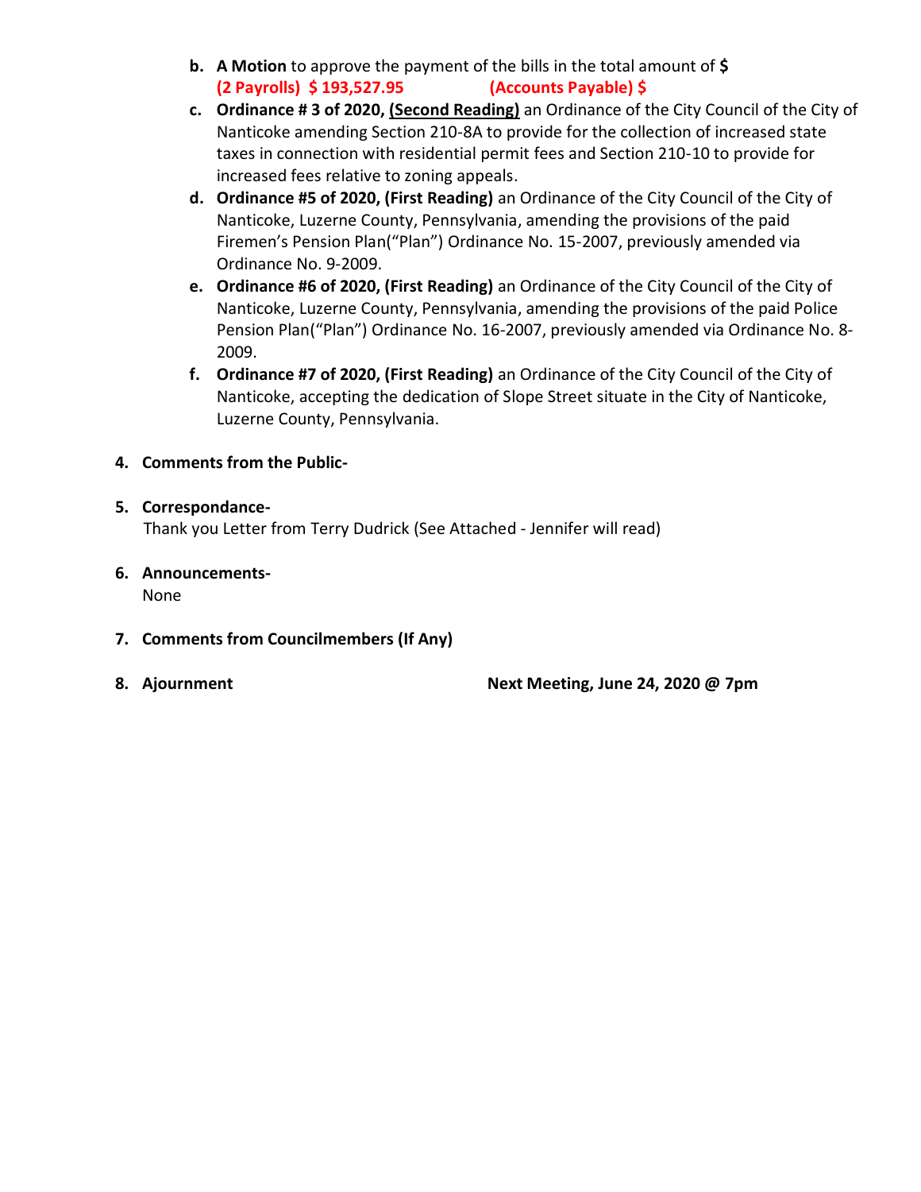b. **A Motion** to approve the payment of the bills in the total amount of **$**
   **(2 Payrolls) $ 193,527.95 (Accounts Payable) $**

c. **Ordinance # 3 of 2020, <u>(Second Reading)</u>** an Ordinance of the City Council of the City of Nanticoke amending Section 210-8A to provide for the collection of increased state taxes in connection with residential permit fees and Section 210-10 to provide for increased fees relative to zoning appeals.

d. **Ordinance #5 of 2020, (First Reading)** an Ordinance of the City Council of the City of Nanticoke, Luzerne County, Pennsylvania, amending the provisions of the paid Firemen's Pension Plan("Plan") Ordinance No. 15-2007, previously amended via Ordinance No. 9-2009.

e. **Ordinance #6 of 2020, (First Reading)** an Ordinance of the City Council of the City of Nanticoke, Luzerne County, Pennsylvania, amending the provisions of the paid Police Pension Plan("Plan") Ordinance No. 16-2007, previously amended via Ordinance No. 8-2009.

f. **Ordinance #7 of 2020, (First Reading)** an Ordinance of the City Council of the City of Nanticoke, accepting the dedication of Slope Street situate in the City of Nanticoke, Luzerne County, Pennsylvania.

4. **Comments from the Public-**

5. **Correspondance-**
   Thank you Letter from Terry Dudrick (See Attached - Jennifer will read)

6. **Announcements-**
   None

7. **Comments from Councilmembers (If Any)**

8. **Ajournment** **Next Meeting, June 24, 2020 @ 7pm**